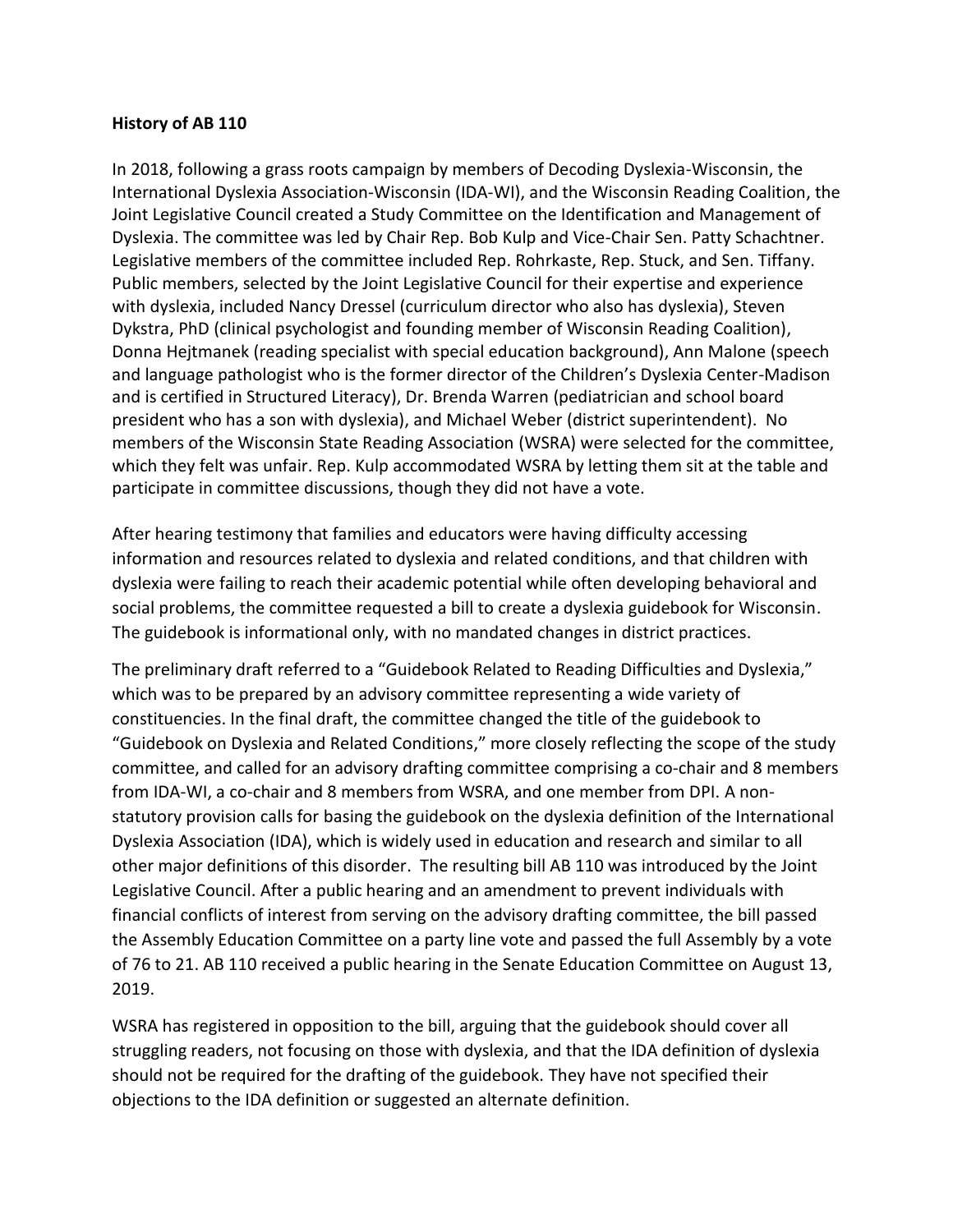**History of AB 110**

In 2018, following a grass roots campaign by members of Decoding Dyslexia-Wisconsin, the International Dyslexia Association-Wisconsin (IDA-WI), and the Wisconsin Reading Coalition, the Joint Legislative Council created a Study Committee on the Identification and Management of Dyslexia. The committee was led by Chair Rep. Bob Kulp and Vice-Chair Sen. Patty Schachtner. Legislative members of the committee included Rep. Rohrkaste, Rep. Stuck, and Sen. Tiffany. Public members, selected by the Joint Legislative Council for their expertise and experience with dyslexia, included Nancy Dressel (curriculum director who also has dyslexia), Steven Dykstra, PhD (clinical psychologist and founding member of Wisconsin Reading Coalition), Donna Hejtmanek (reading specialist with special education background), Ann Malone (speech and language pathologist who is the former director of the Children's Dyslexia Center-Madison and is certified in Structured Literacy), Dr. Brenda Warren (pediatrician and school board president who has a son with dyslexia), and Michael Weber (district superintendent). No members of the Wisconsin State Reading Association (WSRA) were selected for the committee, which they felt was unfair. Rep. Kulp accommodated WSRA by letting them sit at the table and participate in committee discussions, though they did not have a vote.

After hearing testimony that families and educators were having difficulty accessing information and resources related to dyslexia and related conditions, and that children with dyslexia were failing to reach their academic potential while often developing behavioral and social problems, the committee requested a bill to create a dyslexia guidebook for Wisconsin. The guidebook is informational only, with no mandated changes in district practices.

The preliminary draft referred to a "Guidebook Related to Reading Difficulties and Dyslexia," which was to be prepared by an advisory committee representing a wide variety of constituencies. In the final draft, the committee changed the title of the guidebook to "Guidebook on Dyslexia and Related Conditions," more closely reflecting the scope of the study committee, and called for an advisory drafting committee comprising a co-chair and 8 members from IDA-WI, a co-chair and 8 members from WSRA, and one member from DPI. A non-statutory provision calls for basing the guidebook on the dyslexia definition of the International Dyslexia Association (IDA), which is widely used in education and research and similar to all other major definitions of this disorder. The resulting bill AB 110 was introduced by the Joint Legislative Council. After a public hearing and an amendment to prevent individuals with financial conflicts of interest from serving on the advisory drafting committee, the bill passed the Assembly Education Committee on a party line vote and passed the full Assembly by a vote of 76 to 21. AB 110 received a public hearing in the Senate Education Committee on August 13, 2019.

WSRA has registered in opposition to the bill, arguing that the guidebook should cover all struggling readers, not focusing on those with dyslexia, and that the IDA definition of dyslexia should not be required for the drafting of the guidebook. They have not specified their objections to the IDA definition or suggested an alternate definition.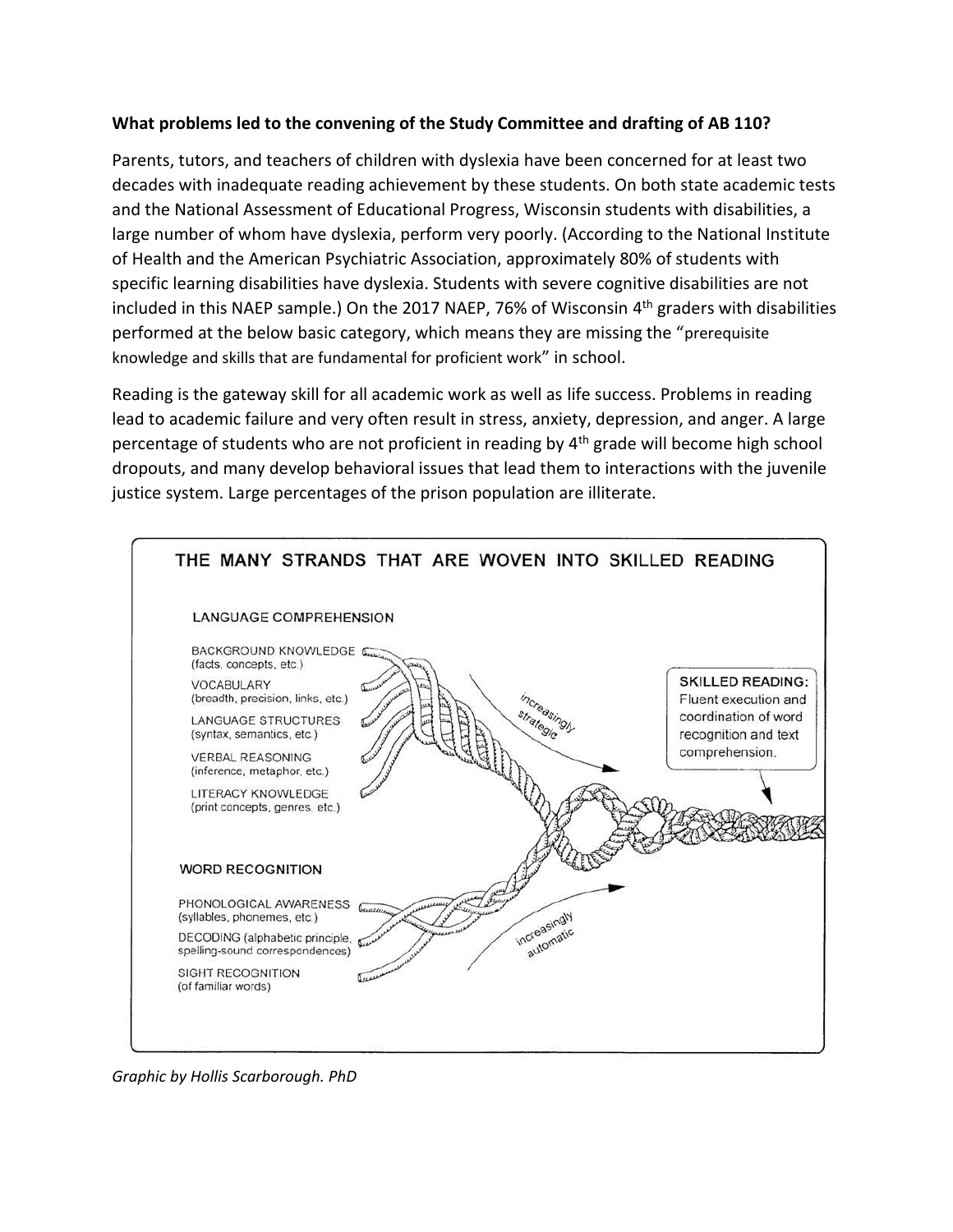**What problems led to the convening of the Study Committee and drafting of AB 110?**

Parents, tutors, and teachers of children with dyslexia have been concerned for at least two decades with inadequate reading achievement by these students. On both state academic tests and the National Assessment of Educational Progress, Wisconsin students with disabilities, a large number of whom have dyslexia, perform very poorly. (According to the National Institute of Health and the American Psychiatric Association, approximately 80% of students with specific learning disabilities have dyslexia. Students with severe cognitive disabilities are not included in this NAEP sample.) On the 2017 NAEP, 76% of Wisconsin 4th graders with disabilities performed at the below basic category, which means they are missing the "prerequisite knowledge and skills that are fundamental for proficient work" in school.

Reading is the gateway skill for all academic work as well as life success. Problems in reading lead to academic failure and very often result in stress, anxiety, depression, and anger. A large percentage of students who are not proficient in reading by 4th grade will become high school dropouts, and many develop behavioral issues that lead them to interactions with the juvenile justice system. Large percentages of the prison population are illiterate.

**THE MANY STRANDS THAT ARE WOVEN INTO SKILLED READING**

LANGUAGE COMPREHENSION

- BACKGROUND KNOWLEDGE (facts, concepts, etc.)
- VOCABULARY (breadth, precision, links, etc.)
- LANGUAGE STRUCTURES (syntax, semantics, etc.)
- VERBAL REASONING (inference, metaphor, etc.)
- LITERACY KNOWLEDGE (print concepts, genres, etc.)

*increasingly strategic*

WORD RECOGNITION

- PHONOLOGICAL AWARENESS (syllables, phonemes, etc.)
- DECODING (alphabetic principle, spelling-sound correspondences)
- SIGHT RECOGNITION (of familiar words)

*increasingly automatic*

**SKILLED READING:** Fluent execution and coordination of word recognition and text comprehension.

*Graphic by Hollis Scarborough. PhD*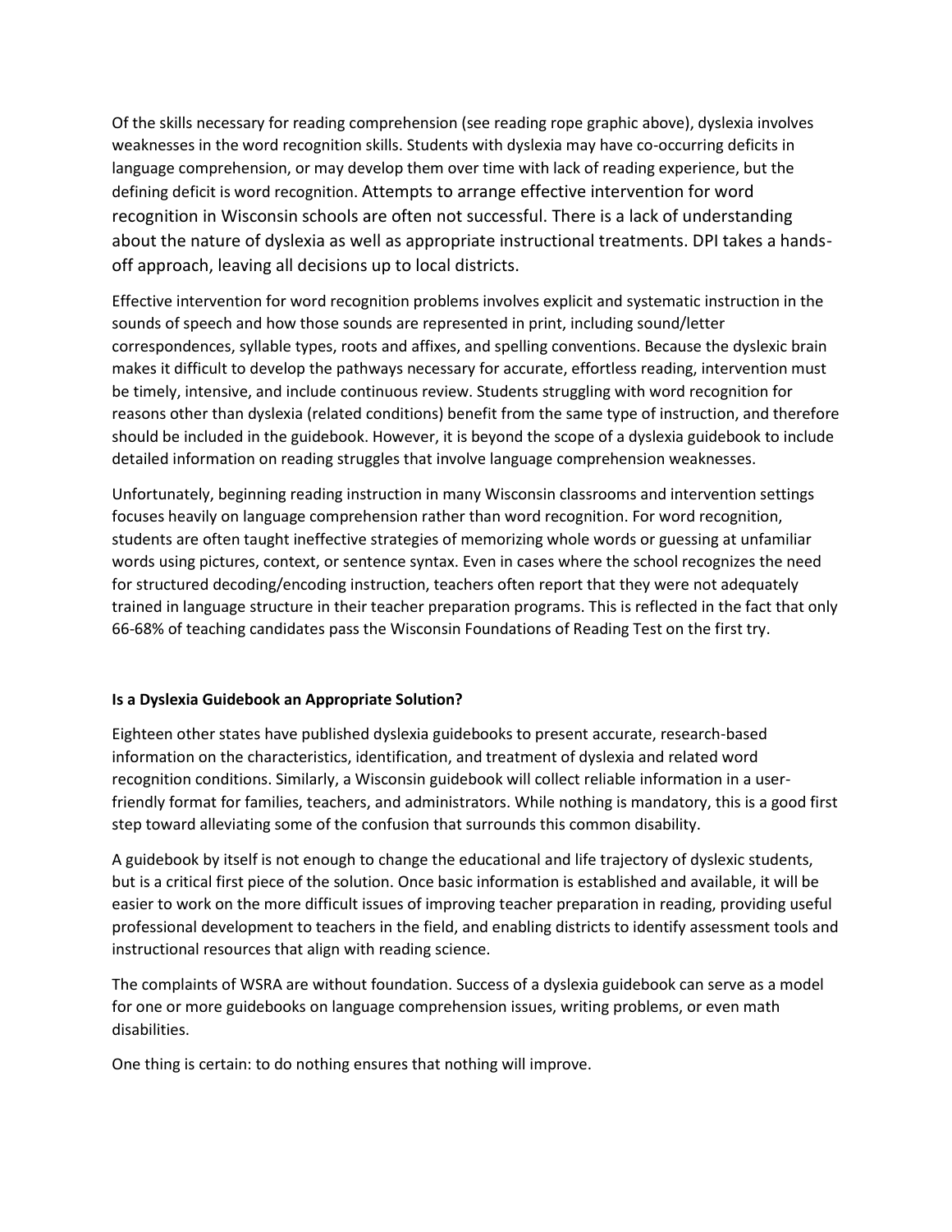Of the skills necessary for reading comprehension (see reading rope graphic above), dyslexia involves weaknesses in the word recognition skills. Students with dyslexia may have co-occurring deficits in language comprehension, or may develop them over time with lack of reading experience, but the defining deficit is word recognition. Attempts to arrange effective intervention for word recognition in Wisconsin schools are often not successful. There is a lack of understanding about the nature of dyslexia as well as appropriate instructional treatments. DPI takes a hands-off approach, leaving all decisions up to local districts.

Effective intervention for word recognition problems involves explicit and systematic instruction in the sounds of speech and how those sounds are represented in print, including sound/letter correspondences, syllable types, roots and affixes, and spelling conventions. Because the dyslexic brain makes it difficult to develop the pathways necessary for accurate, effortless reading, intervention must be timely, intensive, and include continuous review. Students struggling with word recognition for reasons other than dyslexia (related conditions) benefit from the same type of instruction, and therefore should be included in the guidebook. However, it is beyond the scope of a dyslexia guidebook to include detailed information on reading struggles that involve language comprehension weaknesses.

Unfortunately, beginning reading instruction in many Wisconsin classrooms and intervention settings focuses heavily on language comprehension rather than word recognition. For word recognition, students are often taught ineffective strategies of memorizing whole words or guessing at unfamiliar words using pictures, context, or sentence syntax. Even in cases where the school recognizes the need for structured decoding/encoding instruction, teachers often report that they were not adequately trained in language structure in their teacher preparation programs. This is reflected in the fact that only 66-68% of teaching candidates pass the Wisconsin Foundations of Reading Test on the first try.

**Is a Dyslexia Guidebook an Appropriate Solution?**

Eighteen other states have published dyslexia guidebooks to present accurate, research-based information on the characteristics, identification, and treatment of dyslexia and related word recognition conditions. Similarly, a Wisconsin guidebook will collect reliable information in a user-friendly format for families, teachers, and administrators. While nothing is mandatory, this is a good first step toward alleviating some of the confusion that surrounds this common disability.

A guidebook by itself is not enough to change the educational and life trajectory of dyslexic students, but is a critical first piece of the solution. Once basic information is established and available, it will be easier to work on the more difficult issues of improving teacher preparation in reading, providing useful professional development to teachers in the field, and enabling districts to identify assessment tools and instructional resources that align with reading science.

The complaints of WSRA are without foundation. Success of a dyslexia guidebook can serve as a model for one or more guidebooks on language comprehension issues, writing problems, or even math disabilities.

One thing is certain: to do nothing ensures that nothing will improve.